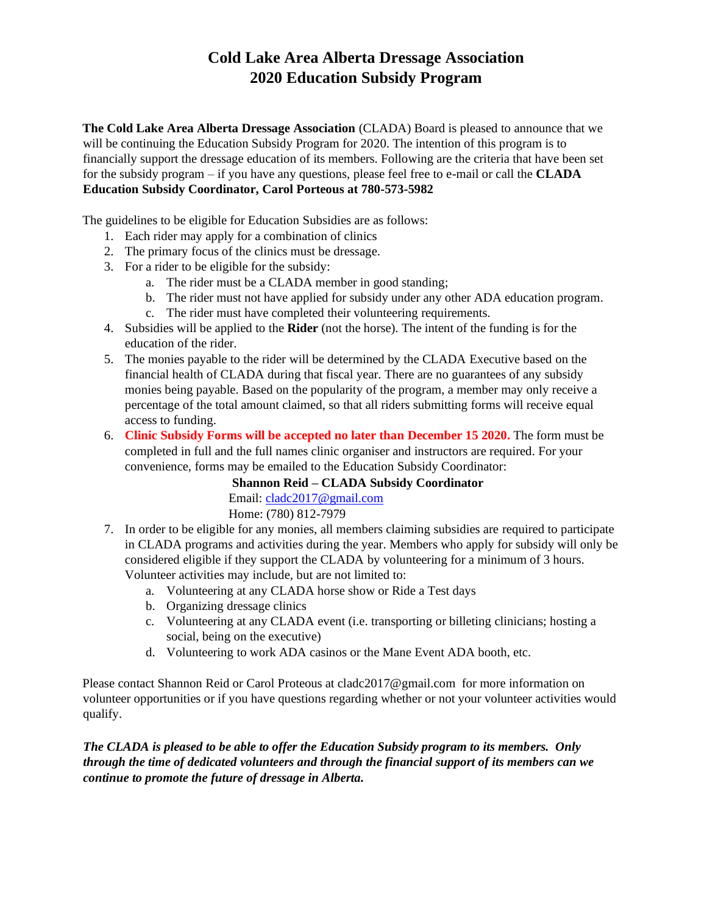# Cold Lake Area Alberta Dressage Association
# 2020 Education Subsidy Program

**The Cold Lake Area Alberta Dressage Association** (CLADA) Board is pleased to announce that we will be continuing the Education Subsidy Program for 2020. The intention of this program is to financially support the dressage education of its members. Following are the criteria that have been set for the subsidy program – if you have any questions, please feel free to e-mail or call the **CLADA Education Subsidy Coordinator, Carol Porteous at 780-573-5982**

The guidelines to be eligible for Education Subsidies are as follows:

1. Each rider may apply for a combination of clinics
2. The primary focus of the clinics must be dressage.
3. For a rider to be eligible for the subsidy:
   a. The rider must be a CLADA member in good standing;
   b. The rider must not have applied for subsidy under any other ADA education program.
   c. The rider must have completed their volunteering requirements.
4. Subsidies will be applied to the **Rider** (not the horse). The intent of the funding is for the education of the rider.
5. The monies payable to the rider will be determined by the CLADA Executive based on the financial health of CLADA during that fiscal year. There are no guarantees of any subsidy monies being payable. Based on the popularity of the program, a member may only receive a percentage of the total amount claimed, so that all riders submitting forms will receive equal access to funding.
6. **Clinic Subsidy Forms will be accepted no later than December 15 2020.** The form must be completed in full and the full names clinic organiser and instructors are required. For your convenience, forms may be emailed to the Education Subsidy Coordinator:

   **Shannon Reid – CLADA Subsidy Coordinator**
   Email: cladc2017@gmail.com
   Home: (780) 812-7979
7. In order to be eligible for any monies, all members claiming subsidies are required to participate in CLADA programs and activities during the year. Members who apply for subsidy will only be considered eligible if they support the CLADA by volunteering for a minimum of 3 hours. Volunteer activities may include, but are not limited to:
   a. Volunteering at any CLADA horse show or Ride a Test days
   b. Organizing dressage clinics
   c. Volunteering at any CLADA event (i.e. transporting or billeting clinicians; hosting a social, being on the executive)
   d. Volunteering to work ADA casinos or the Mane Event ADA booth, etc.

Please contact Shannon Reid or Carol Proteous at cladc2017@gmail.com for more information on volunteer opportunities or if you have questions regarding whether or not your volunteer activities would qualify.

***The CLADA is pleased to be able to offer the Education Subsidy program to its members. Only through the time of dedicated volunteers and through the financial support of its members can we continue to promote the future of dressage in Alberta.***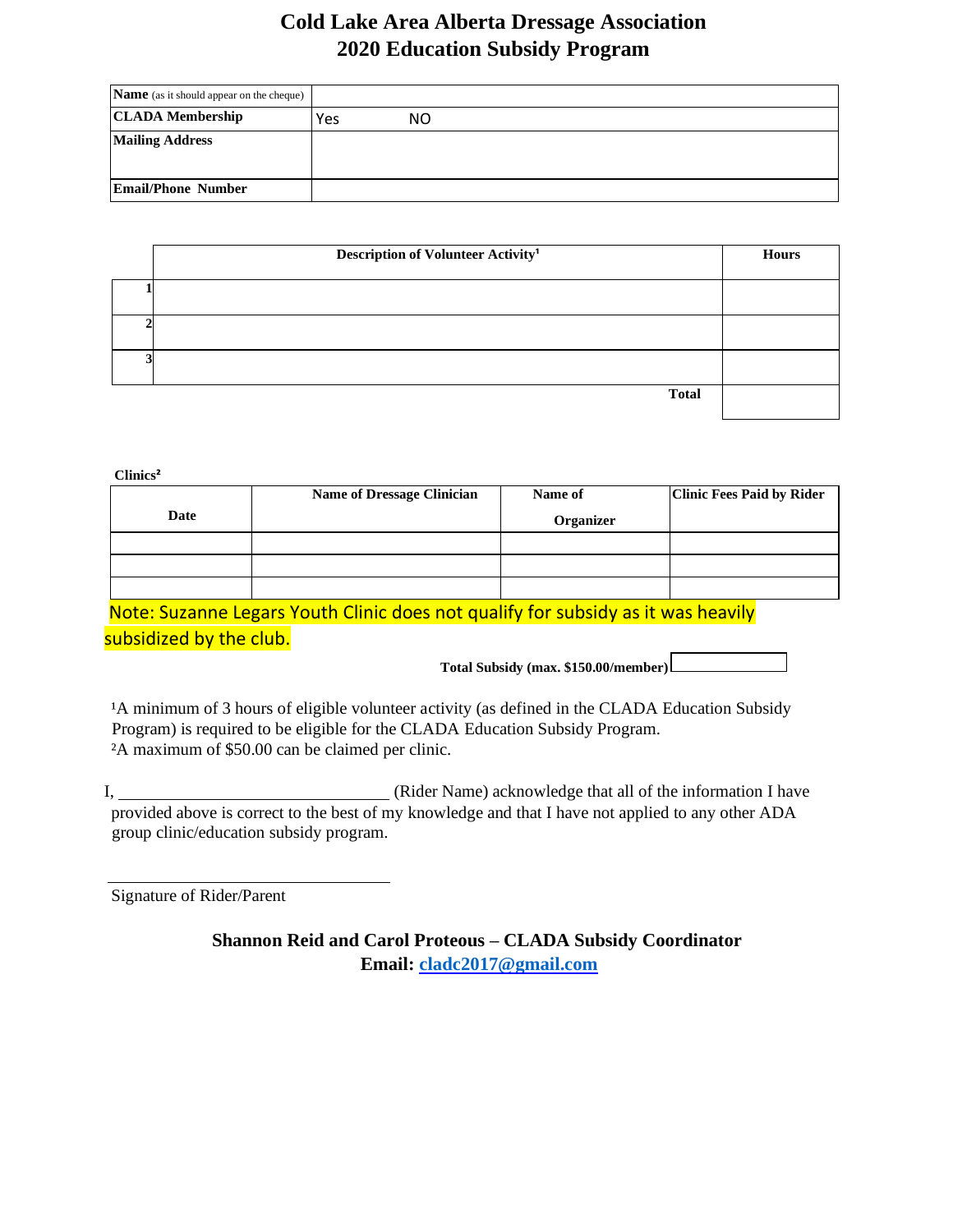# Cold Lake Area Alberta Dressage Association
# 2020 Education Subsidy Program

| | |
|---|---|
| **Name** (as it should appear on the cheque) | |
| **CLADA Membership** | Yes NO |
| **Mailing Address** | |
| **Email/Phone Number** | |

| | **Description of Volunteer Activity**[1] | **Hours** |
|---|---|---|
| 1 | | |
| 2 | | |
| 3 | | |
| | **Total** | |

**Clinics**[2]

| **Date** | **Name of Dressage Clinician** | **Name of Organizer** | **Clinic Fees Paid by Rider** |
|---|---|---|---|
| | | | |
| | | | |
| | | | |

Note: Suzanne Legars Youth Clinic does not qualify for subsidy as it was heavily subsidized by the club.

**Total Subsidy (max. $150.00/member)** ____________

[1]A minimum of 3 hours of eligible volunteer activity (as defined in the CLADA Education Subsidy Program) is required to be eligible for the CLADA Education Subsidy Program.
[2]A maximum of $50.00 can be claimed per clinic.

I, ______________________________ (Rider Name) acknowledge that all of the information I have provided above is correct to the best of my knowledge and that I have not applied to any other ADA group clinic/education subsidy program.

______________________________
Signature of Rider/Parent

**Shannon Reid and Carol Proteous – CLADA Subsidy Coordinator**
**Email: cladc2017@gmail.com**